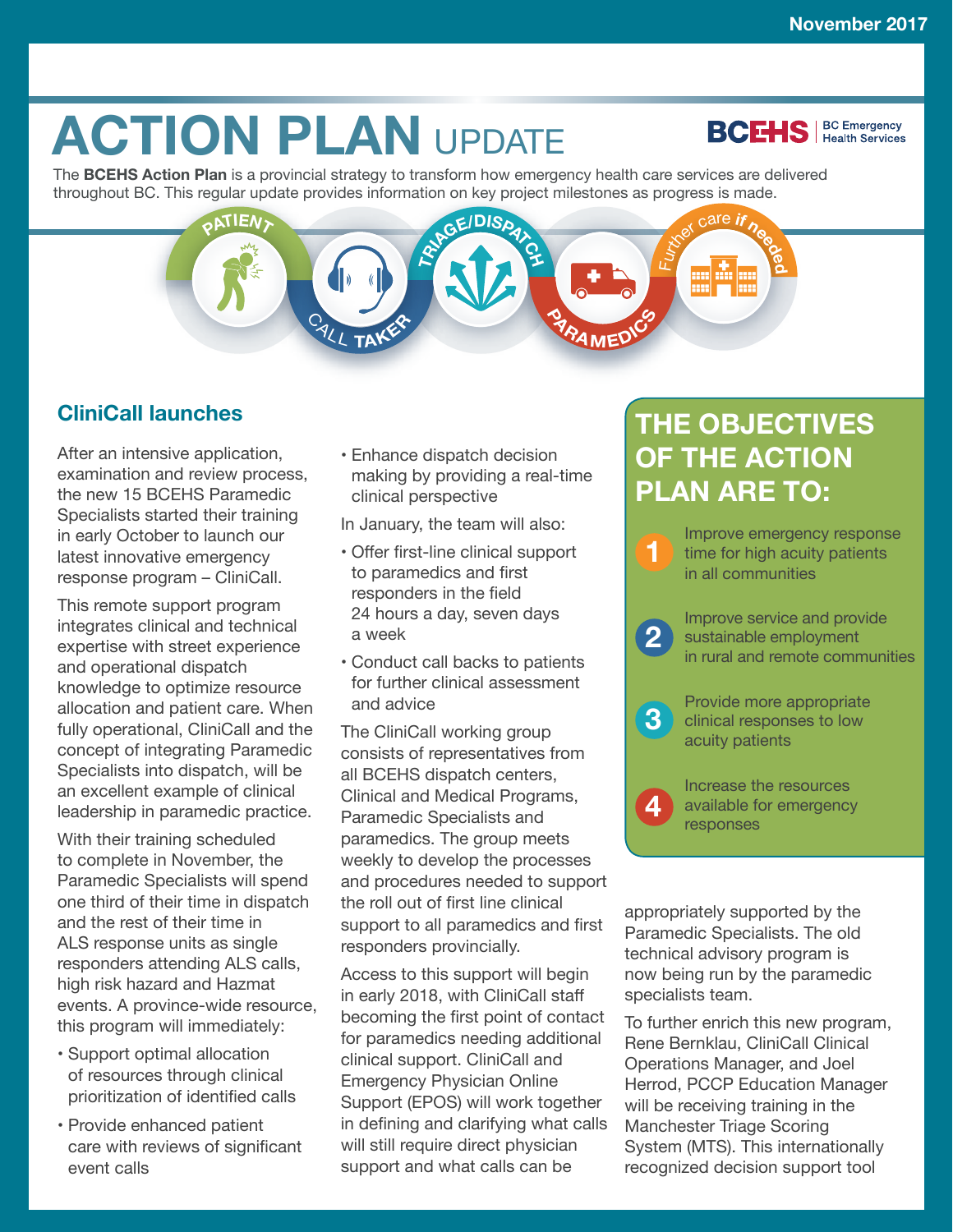November 2017

# ACTION PLAN UPDATE

BCEHS | BC Emergency Health Services

The **BCEHS Action Plan** is a provincial strategy to transform how emergency health care services are delivered throughout BC. This regular update provides information on key project milestones as progress is made.

PATIENT · CALL TAKER · TRIAGE/DISPATCH · PARAMEDICS · Further care *if needed*

## CliniCall launches

After an intensive application, examination and review process, the new 15 BCEHS Paramedic Specialists started their training in early October to launch our latest innovative emergency response program – CliniCall.

This remote support program integrates clinical and technical expertise with street experience and operational dispatch knowledge to optimize resource allocation and patient care. When fully operational, CliniCall and the concept of integrating Paramedic Specialists into dispatch, will be an excellent example of clinical leadership in paramedic practice.

With their training scheduled to complete in November, the Paramedic Specialists will spend one third of their time in dispatch and the rest of their time in ALS response units as single responders attending ALS calls, high risk hazard and Hazmat events. A province-wide resource, this program will immediately:

- Support optimal allocation of resources through clinical prioritization of identified calls
- Provide enhanced patient care with reviews of significant event calls
- Enhance dispatch decision making by providing a real-time clinical perspective

In January, the team will also:

- Offer first-line clinical support to paramedics and first responders in the field 24 hours a day, seven days a week
- Conduct call backs to patients for further clinical assessment and advice

The CliniCall working group consists of representatives from all BCEHS dispatch centers, Clinical and Medical Programs, Paramedic Specialists and paramedics. The group meets weekly to develop the processes and procedures needed to support the roll out of first line clinical support to all paramedics and first responders provincially.

Access to this support will begin in early 2018, with CliniCall staff becoming the first point of contact for paramedics needing additional clinical support. CliniCall and Emergency Physician Online Support (EPOS) will work together in defining and clarifying what calls will still require direct physician support and what calls can be appropriately supported by the Paramedic Specialists. The old technical advisory program is now being run by the paramedic specialists team.

To further enrich this new program, Rene Bernklau, CliniCall Clinical Operations Manager, and Joel Herrod, PCCP Education Manager will be receiving training in the Manchester Triage Scoring System (MTS). This internationally recognized decision support tool

## THE OBJECTIVES OF THE ACTION PLAN ARE TO:

1. Improve emergency response time for high acuity patients in all communities
2. Improve service and provide sustainable employment in rural and remote communities
3. Provide more appropriate clinical responses to low acuity patients
4. Increase the resources available for emergency responses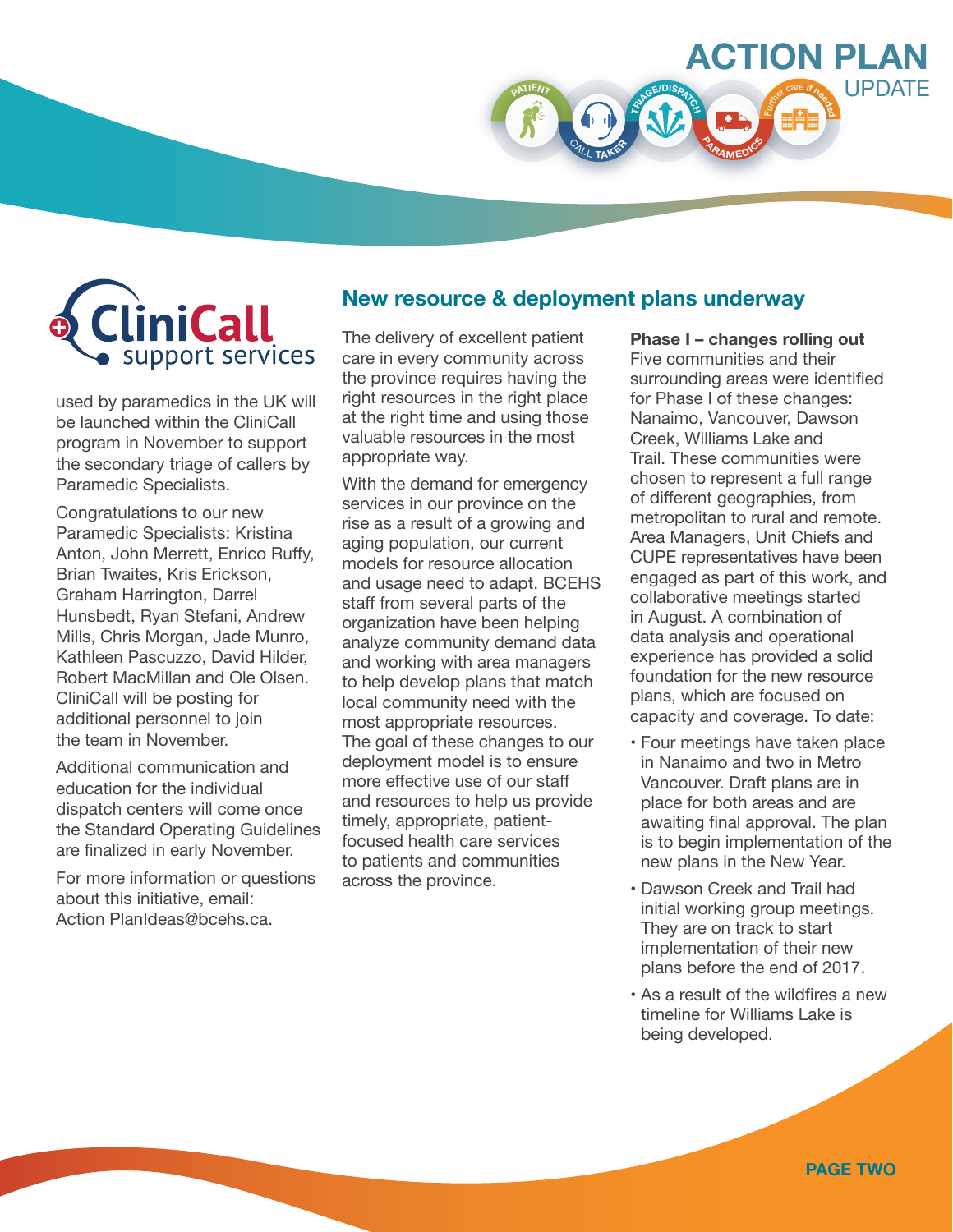CliniCall support services

used by paramedics in the UK will be launched within the CliniCall program in November to support the secondary triage of callers by Paramedic Specialists.

Congratulations to our new Paramedic Specialists: Kristina Anton, John Merrett, Enrico Ruffy, Brian Twaites, Kris Erickson, Graham Harrington, Darrel Hunsbedt, Ryan Stefani, Andrew Mills, Chris Morgan, Jade Munro, Kathleen Pascuzzo, David Hilder, Robert MacMillan and Ole Olsen. CliniCall will be posting for additional personnel to join the team in November.

Additional communication and education for the individual dispatch centers will come once the Standard Operating Guidelines are finalized in early November.

For more information or questions about this initiative, email: Action PlanIdeas@bcehs.ca.

## New resource & deployment plans underway

The delivery of excellent patient care in every community across the province requires having the right resources in the right place at the right time and using those valuable resources in the most appropriate way.

With the demand for emergency services in our province on the rise as a result of a growing and aging population, our current models for resource allocation and usage need to adapt. BCEHS staff from several parts of the organization have been helping analyze community demand data and working with area managers to help develop plans that match local community need with the most appropriate resources. The goal of these changes to our deployment model is to ensure more effective use of our staff and resources to help us provide timely, appropriate, patient-focused health care services to patients and communities across the province.

**Phase I – changes rolling out**

Five communities and their surrounding areas were identified for Phase I of these changes: Nanaimo, Vancouver, Dawson Creek, Williams Lake and Trail. These communities were chosen to represent a full range of different geographies, from metropolitan to rural and remote. Area Managers, Unit Chiefs and CUPE representatives have been engaged as part of this work, and collaborative meetings started in August. A combination of data analysis and operational experience has provided a solid foundation for the new resource plans, which are focused on capacity and coverage. To date:

- Four meetings have taken place in Nanaimo and two in Metro Vancouver. Draft plans are in place for both areas and are awaiting final approval. The plan is to begin implementation of the new plans in the New Year.
- Dawson Creek and Trail had initial working group meetings. They are on track to start implementation of their new plans before the end of 2017.
- As a result of the wildfires a new timeline for Williams Lake is being developed.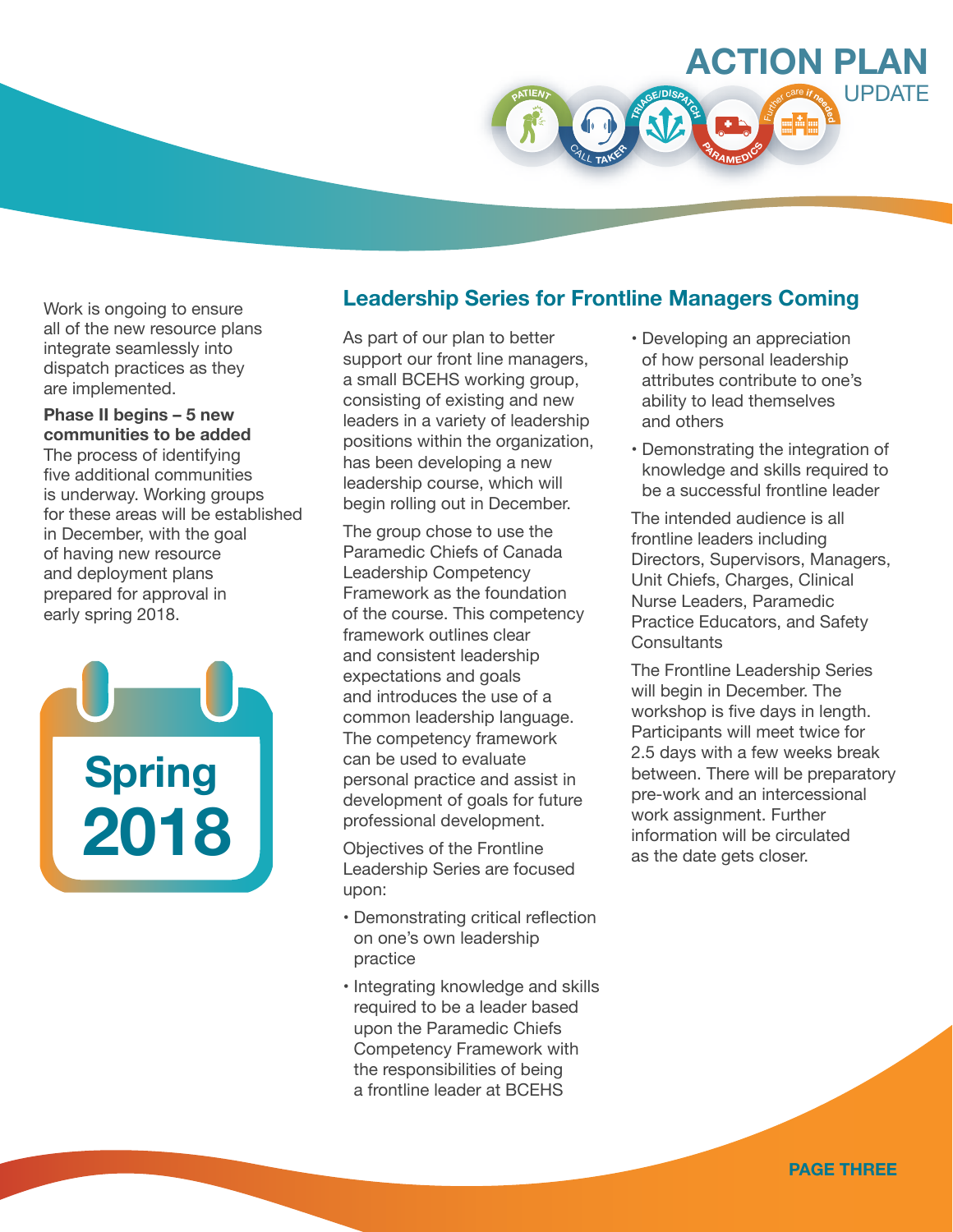# ACTION PLAN UPDATE

Work is ongoing to ensure all of the new resource plans integrate seamlessly into dispatch practices as they are implemented.

**Phase II begins – 5 new communities to be added**

The process of identifying five additional communities is underway. Working groups for these areas will be established in December, with the goal of having new resource and deployment plans prepared for approval in early spring 2018.

Spring 2018

## Leadership Series for Frontline Managers Coming

As part of our plan to better support our front line managers, a small BCEHS working group, consisting of existing and new leaders in a variety of leadership positions within the organization, has been developing a new leadership course, which will begin rolling out in December.

The group chose to use the Paramedic Chiefs of Canada Leadership Competency Framework as the foundation of the course. This competency framework outlines clear and consistent leadership expectations and goals and introduces the use of a common leadership language. The competency framework can be used to evaluate personal practice and assist in development of goals for future professional development.

Objectives of the Frontline Leadership Series are focused upon:

- Demonstrating critical reflection on one's own leadership practice
- Integrating knowledge and skills required to be a leader based upon the Paramedic Chiefs Competency Framework with the responsibilities of being a frontline leader at BCEHS
- Developing an appreciation of how personal leadership attributes contribute to one's ability to lead themselves and others
- Demonstrating the integration of knowledge and skills required to be a successful frontline leader

The intended audience is all frontline leaders including Directors, Supervisors, Managers, Unit Chiefs, Charges, Clinical Nurse Leaders, Paramedic Practice Educators, and Safety Consultants

The Frontline Leadership Series will begin in December. The workshop is five days in length. Participants will meet twice for 2.5 days with a few weeks break between. There will be preparatory pre-work and an intercessional work assignment. Further information will be circulated as the date gets closer.